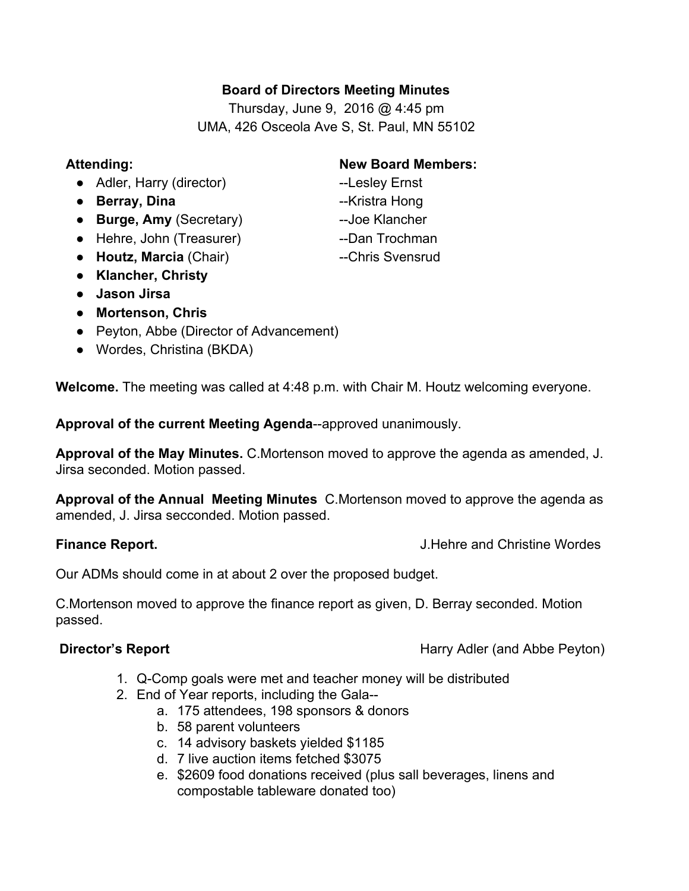**Board of Directors Meeting Minutes**

Thursday, June 9, 2016 @ 4:45 pm

UMA, 426 Osceola Ave S, St. Paul, MN 55102

**Attending:**

- Adler, Harry (director)
- **Berray, Dina**
- **Burge, Amy** (Secretary)
- Hehre, John (Treasurer)
- **Houtz, Marcia** (Chair)
- **Klancher, Christy**
- **Jason Jirsa**
- **Mortenson, Chris**
- Peyton, Abbe (Director of Advancement)
- Wordes, Christina (BKDA)

**New Board Members:**

--Lesley Ernst
--Kristra Hong
--Joe Klancher
--Dan Trochman
--Chris Svensrud

**Welcome.** The meeting was called at 4:48 p.m. with Chair M. Houtz welcoming everyone.

**Approval of the current Meeting Agenda**--approved unanimously.

**Approval of the May Minutes.** C.Mortenson moved to approve the agenda as amended, J. Jirsa seconded. Motion passed.

**Approval of the Annual Meeting Minutes** C.Mortenson moved to approve the agenda as amended, J. Jirsa secconded. Motion passed.

**Finance Report.** J.Hehre and Christine Wordes

Our ADMs should come in at about 2 over the proposed budget.

C.Mortenson moved to approve the finance report as given, D. Berray seconded. Motion passed.

**Director's Report** Harry Adler (and Abbe Peyton)

1. Q-Comp goals were met and teacher money will be distributed
2. End of Year reports, including the Gala--
   a. 175 attendees, 198 sponsors & donors
   b. 58 parent volunteers
   c. 14 advisory baskets yielded $1185
   d. 7 live auction items fetched $3075
   e. $2609 food donations received (plus sall beverages, linens and compostable tableware donated too)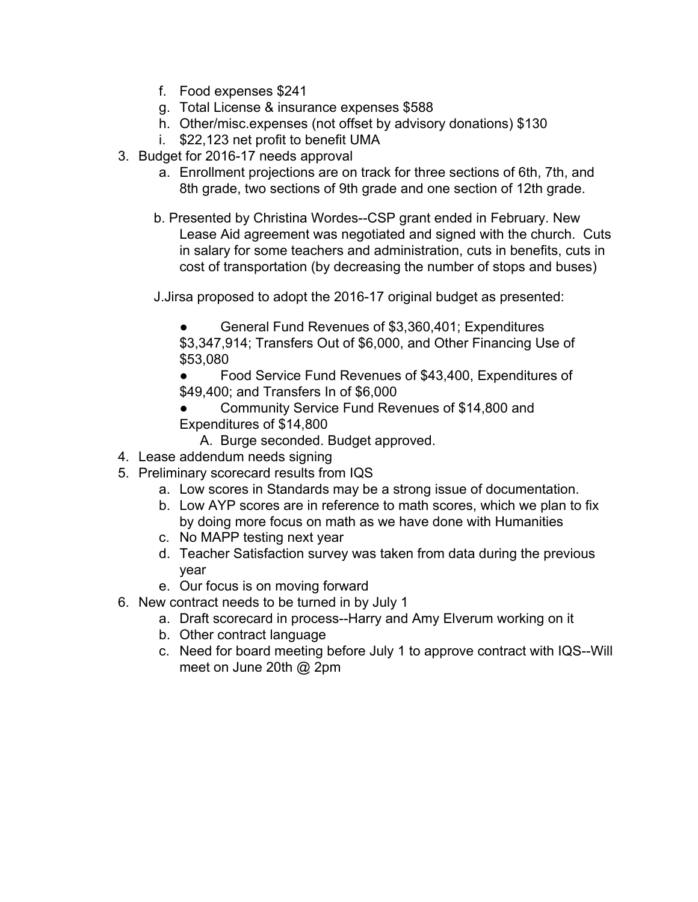f. Food expenses $241
   g. Total License & insurance expenses $588
   h. Other/misc.expenses (not offset by advisory donations) $130
   i. $22,123 net profit to benefit UMA

3. Budget for 2016-17 needs approval
   a. Enrollment projections are on track for three sections of 6th, 7th, and 8th grade, two sections of 9th grade and one section of 12th grade.

   b. Presented by Christina Wordes--CSP grant ended in February. New Lease Aid agreement was negotiated and signed with the church. Cuts in salary for some teachers and administration, cuts in benefits, cuts in cost of transportation (by decreasing the number of stops and buses)

   J.Jirsa proposed to adopt the 2016-17 original budget as presented:

   - General Fund Revenues of $3,360,401; Expenditures $3,347,914; Transfers Out of $6,000, and Other Financing Use of $53,080
   - Food Service Fund Revenues of $43,400, Expenditures of $49,400; and Transfers In of $6,000
   - Community Service Fund Revenues of $14,800 and Expenditures of $14,800

     A. Burge seconded. Budget approved.

4. Lease addendum needs signing
5. Preliminary scorecard results from IQS
   a. Low scores in Standards may be a strong issue of documentation.
   b. Low AYP scores are in reference to math scores, which we plan to fix by doing more focus on math as we have done with Humanities
   c. No MAPP testing next year
   d. Teacher Satisfaction survey was taken from data during the previous year
   e. Our focus is on moving forward
6. New contract needs to be turned in by July 1
   a. Draft scorecard in process--Harry and Amy Elverum working on it
   b. Other contract language
   c. Need for board meeting before July 1 to approve contract with IQS--Will meet on June 20th @ 2pm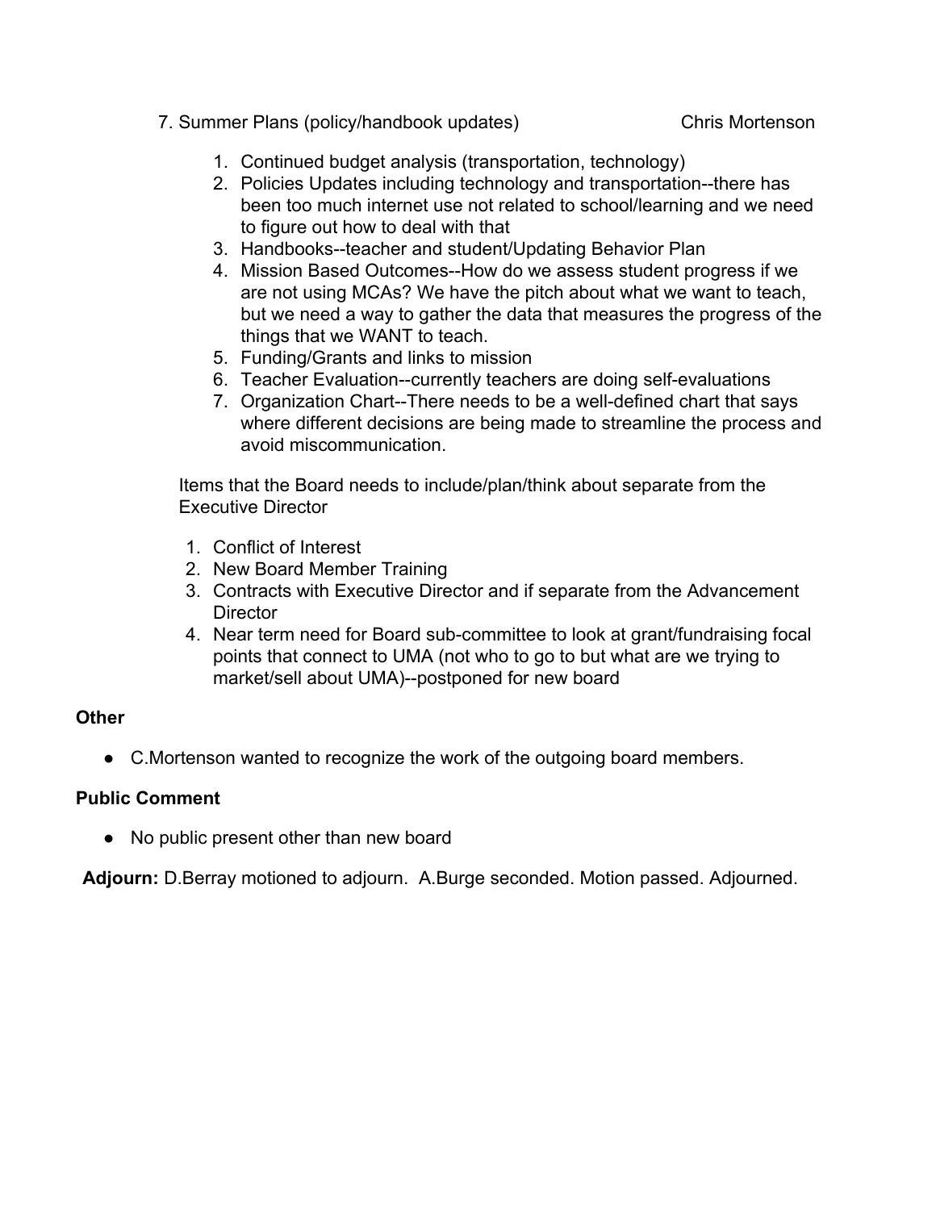7. Summer Plans (policy/handbook updates) Chris Mortenson

1. Continued budget analysis (transportation, technology)
2. Policies Updates including technology and transportation--there has been too much internet use not related to school/learning and we need to figure out how to deal with that
3. Handbooks--teacher and student/Updating Behavior Plan
4. Mission Based Outcomes--How do we assess student progress if we are not using MCAs? We have the pitch about what we want to teach, but we need a way to gather the data that measures the progress of the things that we WANT to teach.
5. Funding/Grants and links to mission
6. Teacher Evaluation--currently teachers are doing self-evaluations
7. Organization Chart--There needs to be a well-defined chart that says where different decisions are being made to streamline the process and avoid miscommunication.

Items that the Board needs to include/plan/think about separate from the Executive Director

1. Conflict of Interest
2. New Board Member Training
3. Contracts with Executive Director and if separate from the Advancement Director
4. Near term need for Board sub-committee to look at grant/fundraising focal points that connect to UMA (not who to go to but what are we trying to market/sell about UMA)--postponed for new board

**Other**

- C.Mortenson wanted to recognize the work of the outgoing board members.

**Public Comment**

- No public present other than new board

**Adjourn:** D.Berray motioned to adjourn. A.Burge seconded. Motion passed. Adjourned.